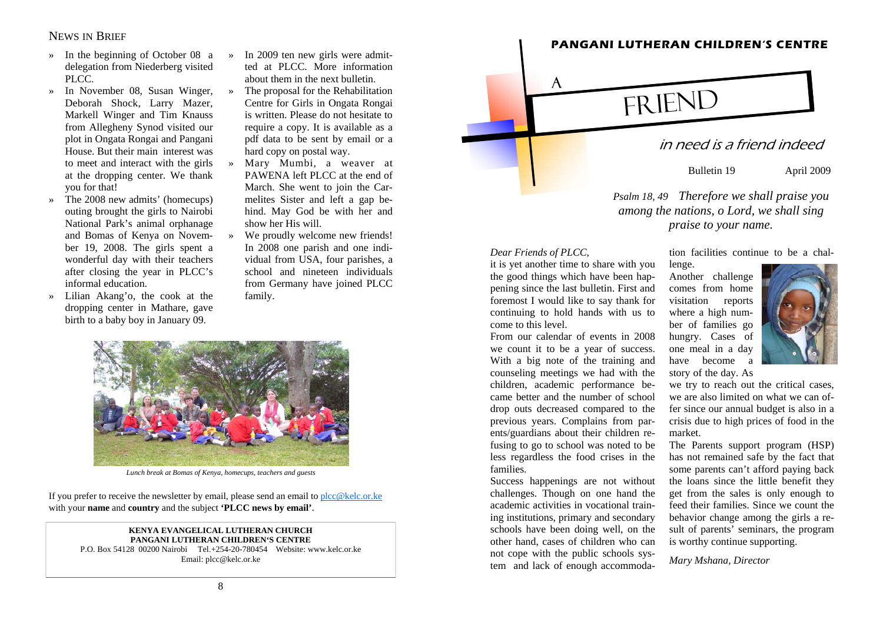## NEWS IN BRIEF

- In the beginning of October 08 a delegation from Niederberg visited PLCC.
- In November 08, Susan Winger, Deborah Shock, Larry Mazer, Markell Winger and Tim Knauss from Allegheny Synod visited our plot in Ongata Rongai and Pangani House. But their main interest was to meet and interact with the girls at the dropping center. We thank you for that!
- The 2008 new admits' (homecups) outing brought the girls to Nairobi National Park's animal orphanage and Bomas of Kenya on November 19, 2008. The girls spent a wonderful day with their teachers after closing the year in PLCC's informal education.
- Lilian Akang'o, the cook at the dropping center in Mathare, gave birth to a baby boy in January 09.
- In 2009 ten new girls were admitted at PLCC. More information about them in the next bulletin.
- The proposal for the Rehabilitation Centre for Girls in Ongata Rongai is written. Please do not hesitate to require a copy. It is available as a pdf data to be sent by email or a hard copy on postal way.
- Mary Mumbi, a weaver at PAWENA left PLCC at the end of March. She went to join the Carmelites Sister and left a gap behind. May God be with her and show her His will.
- We proudly welcome new friends! In 2008 one parish and one individual from USA, four parishes, a school and nineteen individuals from Germany have joined PLCC family.

*Lunch break at Bomas of Kenya, homecups, teachers and guests*

If you prefer to receive the newsletter by email, please send an email to plcc@kelc.or.ke with your **name** and **country** and the subject **'PLCC news by email'**.

**KENYA EVANGELICAL LUTHERAN CHURCH**
**PANGANI LUTHERAN CHILDREN'S CENTRE**
P.O. Box 54128 00200 Nairobi Tel.+254-20-780454 Website: www.kelc.or.ke
Email: plcc@kelc.or.ke

# PANGANI LUTHERAN CHILDREN'S CENTRE

# A FRIEND

## in need is a friend indeed

Bulletin 19 April 2009

*Psalm 18, 49 Therefore we shall praise you among the nations, o Lord, we shall sing praise to your name.*

*Dear Friends of PLCC,*

it is yet another time to share with you the good things which have been happening since the last bulletin. First and foremost I would like to say thank for continuing to hold hands with us to come to this level.

From our calendar of events in 2008 we count it to be a year of success. With a big note of the training and counseling meetings we had with the children, academic performance became better and the number of school drop outs decreased compared to the previous years. Complains from parents/guardians about their children refusing to go to school was noted to be less regardless the food crises in the families.

Success happenings are not without challenges. Though on one hand the academic activities in vocational training institutions, primary and secondary schools have been doing well, on the other hand, cases of children who can not cope with the public schools system and lack of enough accommodation facilities continue to be a challenge.

Another challenge comes from home visitation reports where a high number of families go hungry. Cases of one meal in a day have become a story of the day. As we try to reach out the critical cases, we are also limited on what we can offer since our annual budget is also in a crisis due to high prices of food in the market.

The Parents support program (HSP) has not remained safe by the fact that some parents can't afford paying back the loans since the little benefit they get from the sales is only enough to feed their families. Since we count the behavior change among the girls a result of parents' seminars, the program is worthy continue supporting.

*Mary Mshana, Director*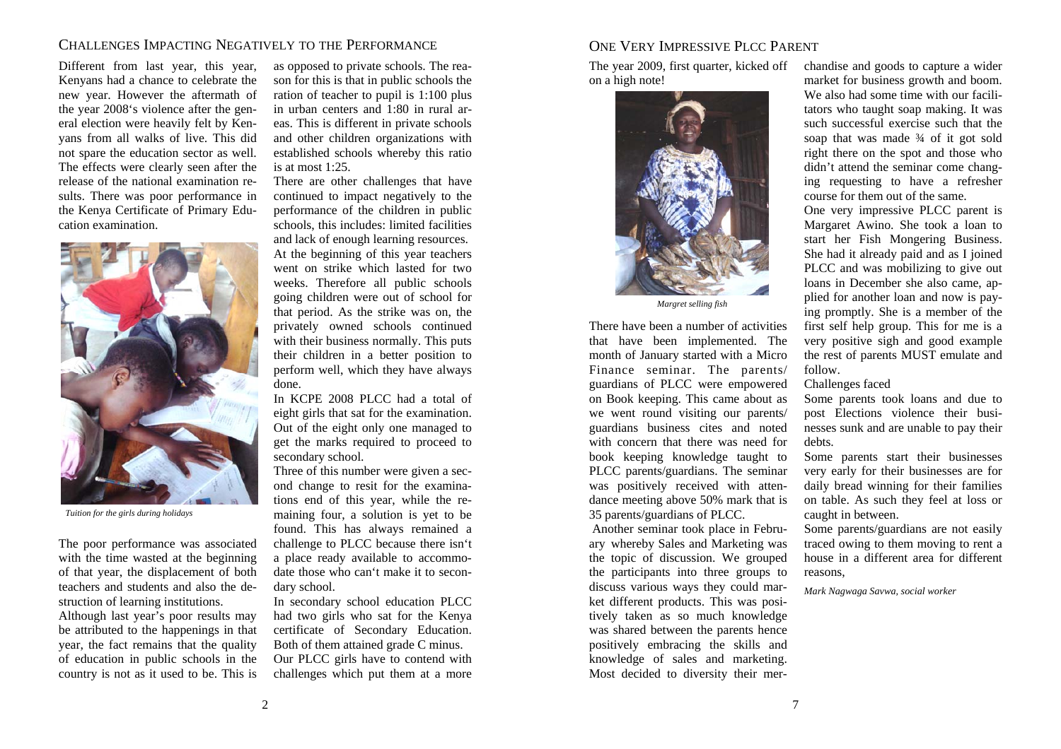## Challenges Impacting Negatively to the Performance

Different from last year, this year, Kenyans had a chance to celebrate the new year. However the aftermath of the year 2008's violence after the general election were heavily felt by Kenyans from all walks of live. This did not spare the education sector as well. The effects were clearly seen after the release of the national examination results. There was poor performance in the Kenya Certificate of Primary Education examination.

*Tuition for the girls during holidays*

The poor performance was associated with the time wasted at the beginning of that year, the displacement of both teachers and students and also the destruction of learning institutions.

Although last year's poor results may be attributed to the happenings in that year, the fact remains that the quality of education in public schools in the country is not as it used to be. This is as opposed to private schools. The reason for this is that in public schools the ration of teacher to pupil is 1:100 plus in urban centers and 1:80 in rural areas. This is different in private schools and other children organizations with established schools whereby this ratio is at most 1:25.

There are other challenges that have continued to impact negatively to the performance of the children in public schools, this includes: limited facilities and lack of enough learning resources.

At the beginning of this year teachers went on strike which lasted for two weeks. Therefore all public schools going children were out of school for that period. As the strike was on, the privately owned schools continued with their business normally. This puts their children in a better position to perform well, which they have always done.

In KCPE 2008 PLCC had a total of eight girls that sat for the examination. Out of the eight only one managed to get the marks required to proceed to secondary school.

Three of this number were given a second change to resit for the examinations end of this year, while the remaining four, a solution is yet to be found. This has always remained a challenge to PLCC because there isn't a place ready available to accommodate those who can't make it to secondary school.

In secondary school education PLCC had two girls who sat for the Kenya certificate of Secondary Education. Both of them attained grade C minus.

Our PLCC girls have to contend with challenges which put them at a more

## One Very Impressive PLCC Parent

The year 2009, first quarter, kicked off on a high note!

*Margret selling fish*

There have been a number of activities that have been implemented. The month of January started with a Micro Finance seminar. The parents/ guardians of PLCC were empowered on Book keeping. This came about as we went round visiting our parents/ guardians business cites and noted with concern that there was need for book keeping knowledge taught to PLCC parents/guardians. The seminar was positively received with attendance meeting above 50% mark that is 35 parents/guardians of PLCC.

Another seminar took place in February whereby Sales and Marketing was the topic of discussion. We grouped the participants into three groups to discuss various ways they could market different products. This was positively taken as so much knowledge was shared between the parents hence positively embracing the skills and knowledge of sales and marketing. Most decided to diversity their merchandise and goods to capture a wider market for business growth and boom.

We also had some time with our facilitators who taught soap making. It was such successful exercise such that the soap that was made ¾ of it got sold right there on the spot and those who didn't attend the seminar come changing requesting to have a refresher course for them out of the same.

One very impressive PLCC parent is Margaret Awino. She took a loan to start her Fish Mongering Business. She had it already paid and as I joined PLCC and was mobilizing to give out loans in December she also came, applied for another loan and now is paying promptly. She is a member of the first self help group. This for me is a very positive sigh and good example the rest of parents MUST emulate and follow.

Challenges faced

Some parents took loans and due to post Elections violence their businesses sunk and are unable to pay their debts.

Some parents start their businesses very early for their businesses are for daily bread winning for their families on table. As such they feel at loss or caught in between.

Some parents/guardians are not easily traced owing to them moving to rent a house in a different area for different reasons,

*Mark Nagwaga Savwa, social worker*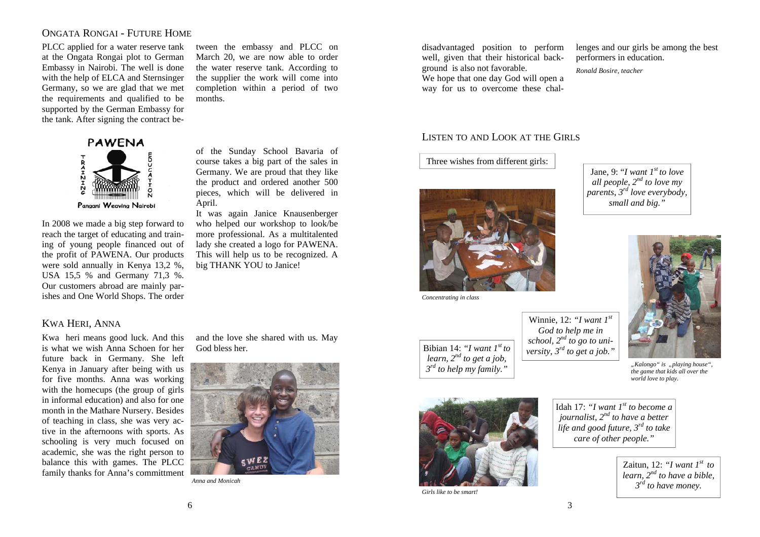## ONGATA RONGAI - FUTURE HOME

PLCC applied for a water reserve tank at the Ongata Rongai plot to German Embassy in Nairobi. The well is done with the help of ELCA and Sternsinger Germany, so we are glad that we met the requirements and qualified to be supported by the German Embassy for the tank. After signing the contract between the embassy and PLCC on March 20, we are now able to order the water reserve tank. According to the supplier the work will come into completion within a period of two months.

PAWENA

TRAINING EDUCATION

Pangani Weaving Nairobi

In 2008 we made a big step forward to reach the target of educating and training of young people financed out of the profit of PAWENA. Our products were sold annually in Kenya 13,2 %, USA 15,5 % and Germany 71,3 %. Our customers abroad are mainly parishes and One World Shops. The order of the Sunday School Bavaria of course takes a big part of the sales in Germany. We are proud that they like the product and ordered another 500 pieces, which will be delivered in April.

It was again Janice Knausenberger who helped our workshop to look/be more professional. As a multitalented lady she created a logo for PAWENA. This will help us to be recognized. A big THANK YOU to Janice!

## KWA HERI, ANNA

Kwa heri means good luck. And this is what we wish Anna Schoen for her future back in Germany. She left Kenya in January after being with us for five months. Anna was working with the homecups (the group of girls in informal education) and also for one month in the Mathare Nursery. Besides of teaching in class, she was very active in the afternoons with sports. As schooling is very much focused on academic, she was the right person to balance this with games. The PLCC family thanks for Anna's committment and the love she shared with us. May God bless her.

*Anna and Monicah*

disadvantaged position to perform well, given that their historical background is also not favorable.

We hope that one day God will open a way for us to overcome these challenges and our girls be among the best performers in education.

*Ronald Bosire, teacher*

## LISTEN TO AND LOOK AT THE GIRLS

Three wishes from different girls:

Jane, 9: "*I want 1st to love all people, 2nd to love my parents, 3rd love everybody, small and big.*"

*Concentrating in class*

Bibian 14: *"I want 1st to learn, 2nd to get a job, 3rd to help my family."*

Winnie, 12: *"I want 1st God to help me in school, 2nd to go to university, 3rd to get a job."*

*„Kalongo" is „playing house", the game that kids all over the world love to play.*

Idah 17: *"I want 1st to become a journalist, 2nd to have a better life and good future, 3rd to take care of other people."*

*Girls like to be smart!*

Zaitun, 12: *"I want 1st to learn, 2nd to have a bible, 3rd to have money.*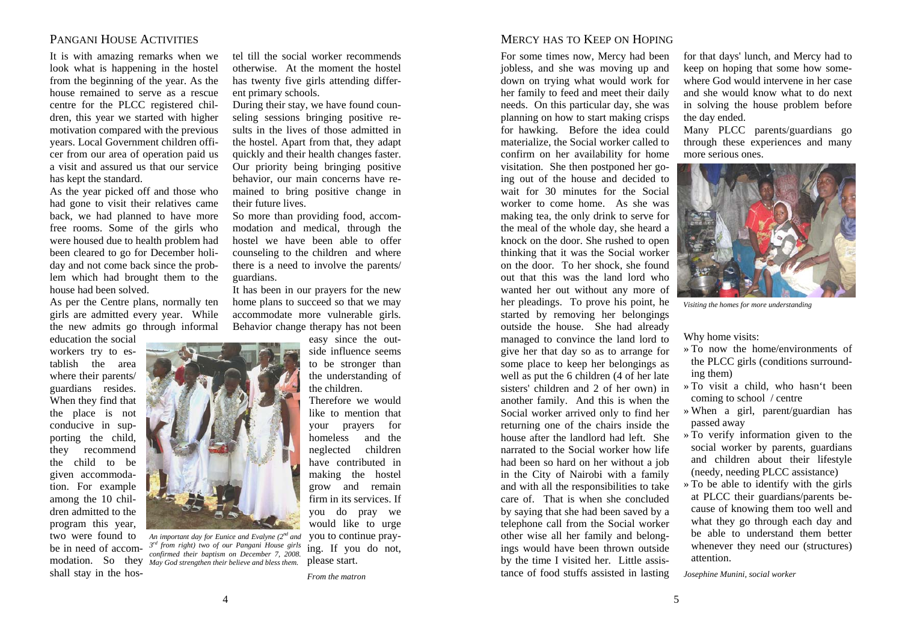## Pangani House Activities

It is with amazing remarks when we look what is happening in the hostel from the beginning of the year. As the house remained to serve as a rescue centre for the PLCC registered children, this year we started with higher motivation compared with the previous years. Local Government children officer from our area of operation paid us a visit and assured us that our service has kept the standard.

As the year picked off and those who had gone to visit their relatives came back, we had planned to have more free rooms. Some of the girls who were housed due to health problem had been cleared to go for December holiday and not come back since the problem which had brought them to the house had been solved.

As per the Centre plans, normally ten girls are admitted every year. While the new admits go through informal education the social workers try to establish the area where their parents/ guardians resides. When they find that the place is not conducive in supporting the child, they recommend the child to be given accommodation. For example among the 10 children admitted to the program this year, two were found to be in need of accommodation. So they shall stay in the hostel till the social worker recommends otherwise. At the moment the hostel has twenty five girls attending different primary schools.

During their stay, we have found counseling sessions bringing positive results in the lives of those admitted in the hostel. Apart from that, they adapt quickly and their health changes faster. Our priority being bringing positive behavior, our main concerns have remained to bring positive change in their future lives.

So more than providing food, accommodation and medical, through the hostel we have been able to offer counseling to the children and where there is a need to involve the parents/ guardians.

It has been in our prayers for the new home plans to succeed so that we may accommodate more vulnerable girls. Behavior change therapy has not been easy since the outside influence seems to be stronger than the understanding of the children.

Therefore we would like to mention that your prayers for homeless and the neglected children have contributed in making the hostel grow and remain firm in its services. If you do pray we would like to urge you to continue praying. If you do not, please start.

*From the matron*

*An important day for Eunice and Evalyne (2nd and 3rd from right) two of our Pangani House girls confirmed their baptism on December 7, 2008. May God strengthen their believe and bless them.*

## Mercy has to Keep on Hoping

For some times now, Mercy had been jobless, and she was moving up and down on trying what would work for her family to feed and meet their daily needs. On this particular day, she was planning on how to start making crisps for hawking. Before the idea could materialize, the Social worker called to confirm on her availability for home visitation. She then postponed her going out of the house and decided to wait for 30 minutes for the Social worker to come home. As she was making tea, the only drink to serve for the meal of the whole day, she heard a knock on the door. She rushed to open thinking that it was the Social worker on the door. To her shock, she found out that this was the land lord who wanted her out without any more of her pleadings. To prove his point, he started by removing her belongings outside the house. She had already managed to convince the land lord to give her that day so as to arrange for some place to keep her belongings as well as put the 6 children (4 of her late sisters' children and 2 of her own) in another family. And this is when the Social worker arrived only to find her returning one of the chairs inside the house after the landlord had left. She narrated to the Social worker how life had been so hard on her without a job in the City of Nairobi with a family and with all the responsibilities to take care of. That is when she concluded by saying that she had been saved by a telephone call from the Social worker other wise all her family and belongings would have been thrown outside by the time I visited her. Little assistance of food stuffs assisted in lasting for that days' lunch, and Mercy had to keep on hoping that some how somewhere God would intervene in her case and she would know what to do next in solving the house problem before the day ended.

Many PLCC parents/guardians go through these experiences and many more serious ones.

*Visiting the homes for more understanding*

Why home visits:

- To now the home/environments of the PLCC girls (conditions surrounding them)
- To visit a child, who hasn't been coming to school / centre
- When a girl, parent/guardian has passed away
- To verify information given to the social worker by parents, guardians and children about their lifestyle (needy, needing PLCC assistance)
- To be able to identify with the girls at PLCC their guardians/parents because of knowing them too well and what they go through each day and be able to understand them better whenever they need our (structures) attention.

*Josephine Munini, social worker*